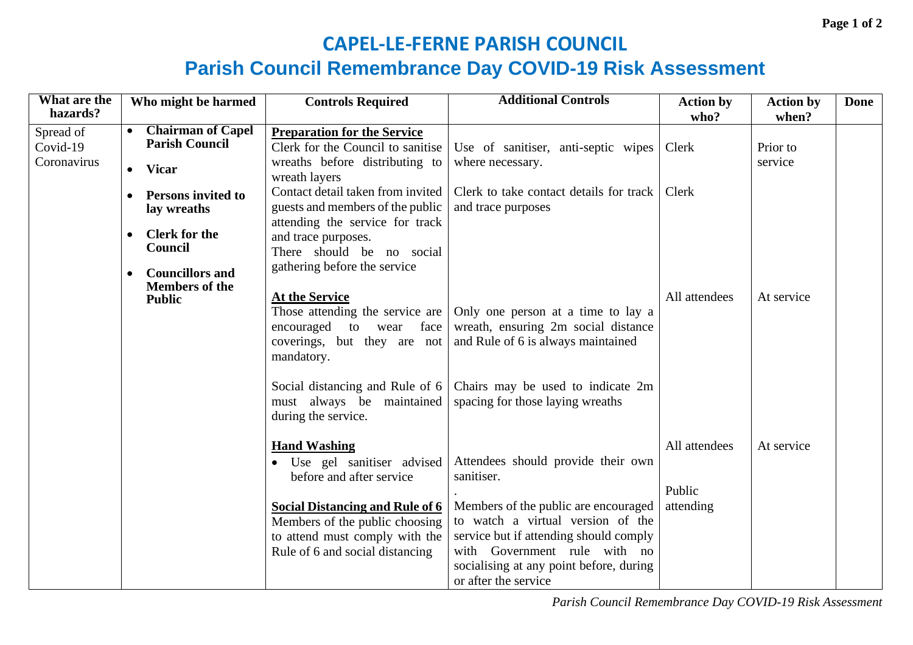# CAPEL-LE-FERNE PARISH COUNCIL

## Parish Council Remembrance Day COVID-19 Risk Assessment

| What are the hazards? | Who might be harmed | Controls Required | Additional Controls | Action by who? | Action by when? | Done |
|---|---|---|---|---|---|---|
| Spread of Covid-19 Coronavirus | • **Chairman of Capel Parish Council**<br>• **Vicar**<br>• **Persons invited to lay wreaths**<br>• **Clerk for the Council**<br>• **Councillors and Members of the Public** | **Preparation for the Service**<br>Clerk for the Council to sanitise wreaths before distributing to wreath layers | Use of sanitiser, anti-septic wipes where necessary. | Clerk | Prior to service | |
| | | Contact detail taken from invited guests and members of the public attending the service for track and trace purposes.<br>There should be no social gathering before the service | Clerk to take contact details for track and trace purposes | Clerk | | |
| | | **At the Service**<br>Those attending the service are encouraged to wear face coverings, but they are not mandatory. | Only one person at a time to lay a wreath, ensuring 2m social distance and Rule of 6 is always maintained | All attendees | At service | |
| | | Social distancing and Rule of 6 must always be maintained during the service. | Chairs may be used to indicate 2m spacing for those laying wreaths | | | |
| | | **Hand Washing**<br>• Use gel sanitiser advised before and after service | Attendees should provide their own sanitiser.<br>. | All attendees | At service | |
| | | **Social Distancing and Rule of 6**<br>Members of the public choosing to attend must comply with the Rule of 6 and social distancing | Members of the public are encouraged to watch a virtual version of the service but if attending should comply with Government rule with no socialising at any point before, during or after the service | Public attending | | |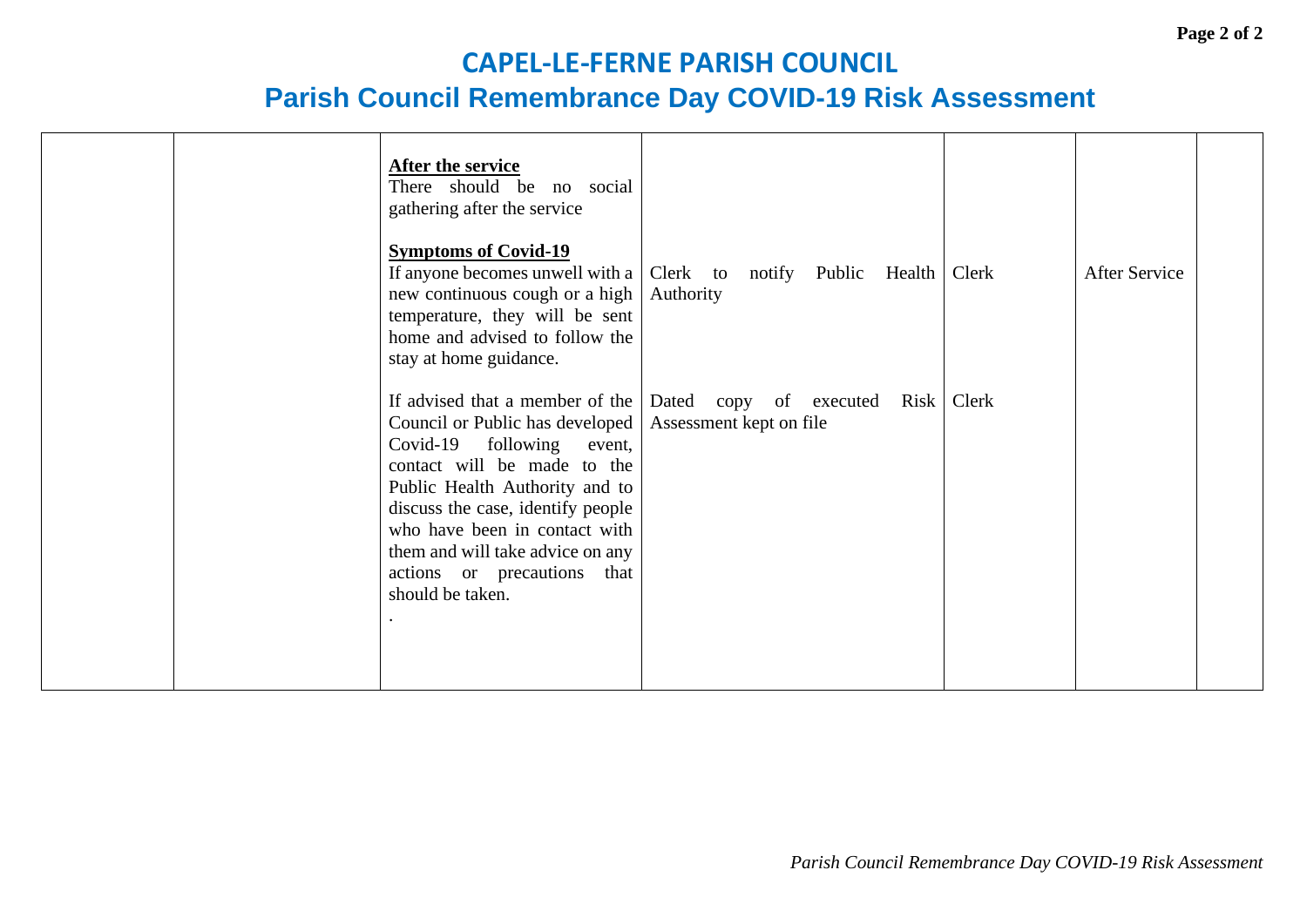# CAPEL-LE-FERNE PARISH COUNCIL

## Parish Council Remembrance Day COVID-19 Risk Assessment

| | | | | | | |
|---|---|---|---|---|---|---|
| | | **After the service**<br>There should be no social gathering after the service<br><br>**Symptoms of Covid-19**<br>If anyone becomes unwell with a new continuous cough or a high temperature, they will be sent home and advised to follow the stay at home guidance.<br><br>If advised that a member of the Council or Public has developed Covid-19 following event, contact will be made to the Public Health Authority and to discuss the case, identify people who have been in contact with them and will take advice on any actions or precautions that should be taken.<br>. | Clerk to notify Public Health Authority<br><br>Dated copy of executed Risk Assessment kept on file | Clerk<br><br>Clerk | After Service | |